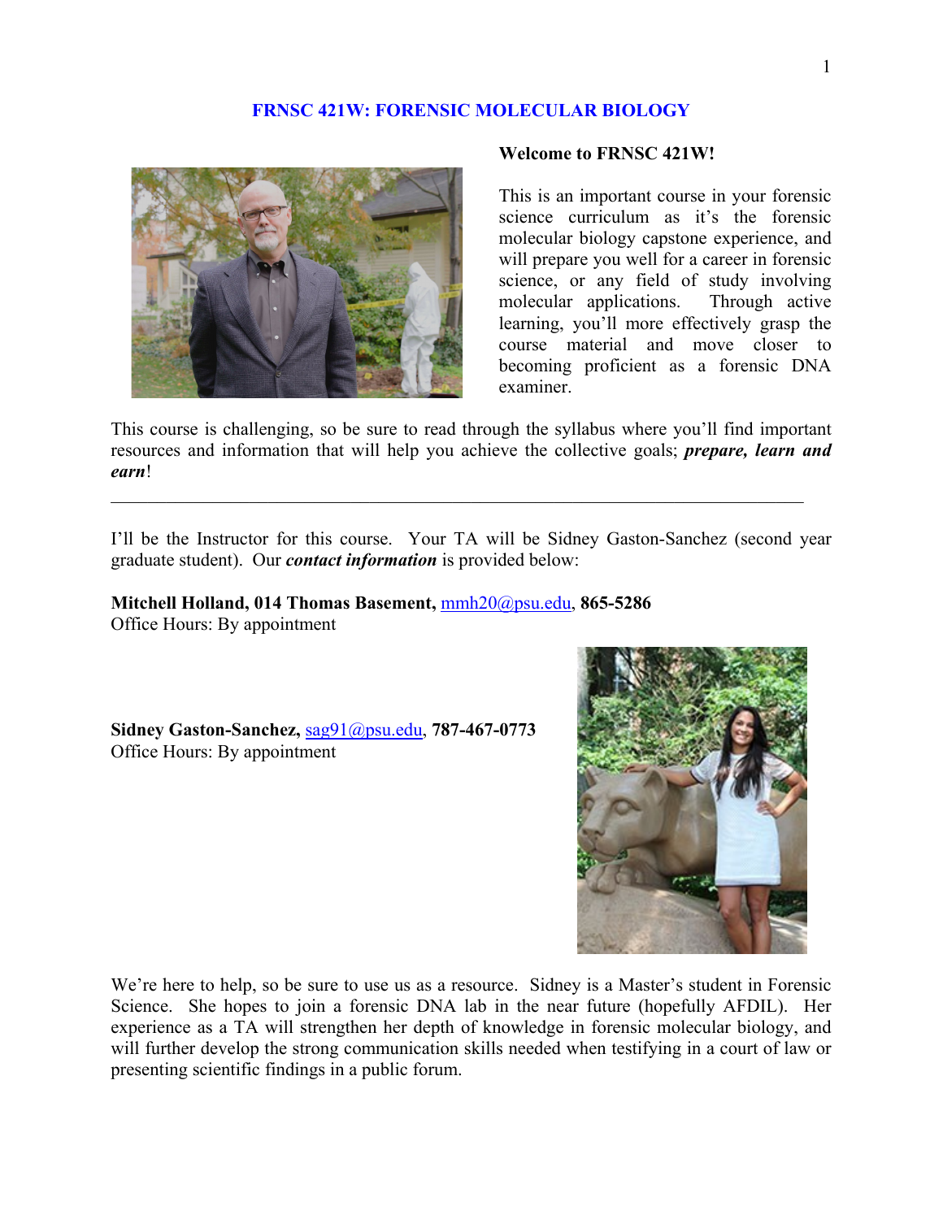# FRNSC 421W: FORENSIC MOLECULAR BIOLOGY

**Welcome to FRNSC 421W!**

This is an important course in your forensic science curriculum as it's the forensic molecular biology capstone experience, and will prepare you well for a career in forensic science, or any field of study involving molecular applications. Through active learning, you'll more effectively grasp the course material and move closer to becoming proficient as a forensic DNA examiner.

This course is challenging, so be sure to read through the syllabus where you'll find important resources and information that will help you achieve the collective goals; ***prepare, learn and earn***!

---

I'll be the Instructor for this course. Your TA will be Sidney Gaston-Sanchez (second year graduate student). Our ***contact information*** is provided below:

**Mitchell Holland, 014 Thomas Basement,** mmh20@psu.edu, **865-5286**
Office Hours: By appointment

**Sidney Gaston-Sanchez,** sag91@psu.edu, **787-467-0773**
Office Hours: By appointment

We're here to help, so be sure to use us as a resource. Sidney is a Master's student in Forensic Science. She hopes to join a forensic DNA lab in the near future (hopefully AFDIL). Her experience as a TA will strengthen her depth of knowledge in forensic molecular biology, and will further develop the strong communication skills needed when testifying in a court of law or presenting scientific findings in a public forum.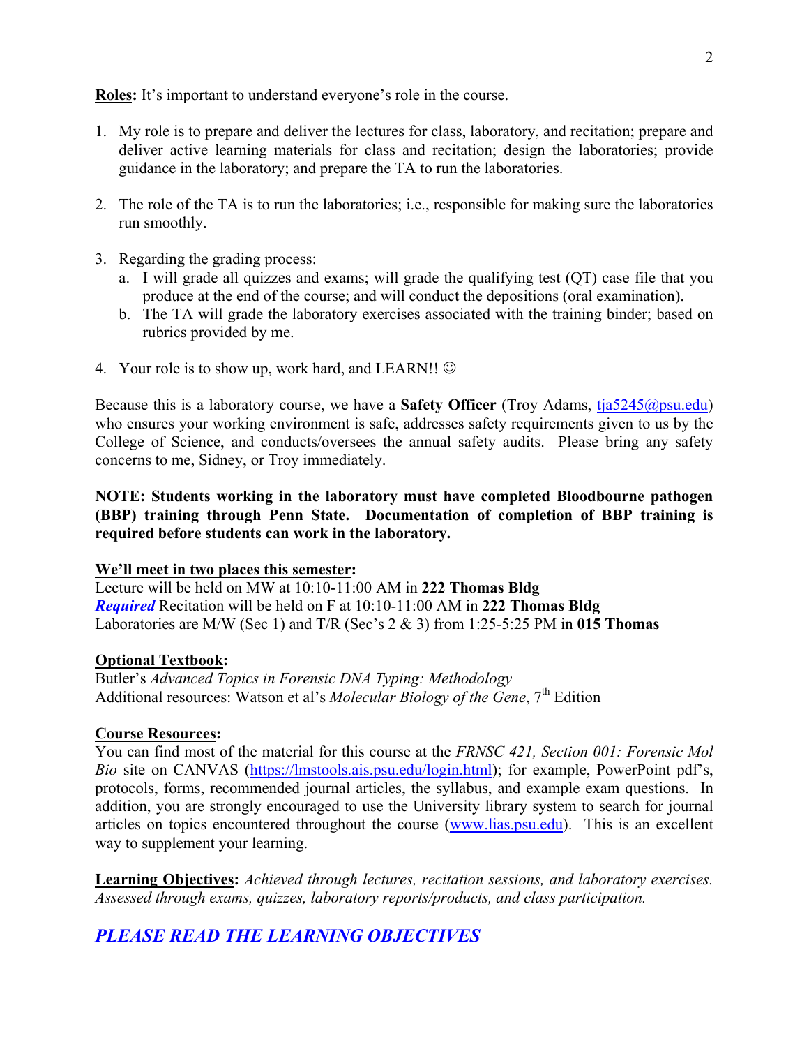**Roles:** It's important to understand everyone's role in the course.

1. My role is to prepare and deliver the lectures for class, laboratory, and recitation; prepare and deliver active learning materials for class and recitation; design the laboratories; provide guidance in the laboratory; and prepare the TA to run the laboratories.

2. The role of the TA is to run the laboratories; i.e., responsible for making sure the laboratories run smoothly.

3. Regarding the grading process:
   a. I will grade all quizzes and exams; will grade the qualifying test (QT) case file that you produce at the end of the course; and will conduct the depositions (oral examination).
   b. The TA will grade the laboratory exercises associated with the training binder; based on rubrics provided by me.

4. Your role is to show up, work hard, and LEARN!! ☺

Because this is a laboratory course, we have a **Safety Officer** (Troy Adams, tja5245@psu.edu) who ensures your working environment is safe, addresses safety requirements given to us by the College of Science, and conducts/oversees the annual safety audits. Please bring any safety concerns to me, Sidney, or Troy immediately.

**NOTE: Students working in the laboratory must have completed Bloodbourne pathogen (BBP) training through Penn State. Documentation of completion of BBP training is required before students can work in the laboratory.**

**We'll meet in two places this semester:**
Lecture will be held on MW at 10:10-11:00 AM in **222 Thomas Bldg**
***Required*** Recitation will be held on F at 10:10-11:00 AM in **222 Thomas Bldg**
Laboratories are M/W (Sec 1) and T/R (Sec's 2 & 3) from 1:25-5:25 PM in **015 Thomas**

**Optional Textbook:**
Butler's *Advanced Topics in Forensic DNA Typing: Methodology*
Additional resources: Watson et al's *Molecular Biology of the Gene*, 7th Edition

**Course Resources:**
You can find most of the material for this course at the *FRNSC 421, Section 001: Forensic Mol Bio* site on CANVAS (https://lmstools.ais.psu.edu/login.html); for example, PowerPoint pdf's, protocols, forms, recommended journal articles, the syllabus, and example exam questions. In addition, you are strongly encouraged to use the University library system to search for journal articles on topics encountered throughout the course (www.lias.psu.edu). This is an excellent way to supplement your learning.

**Learning Objectives:** *Achieved through lectures, recitation sessions, and laboratory exercises. Assessed through exams, quizzes, laboratory reports/products, and class participation.*

***PLEASE READ THE LEARNING OBJECTIVES***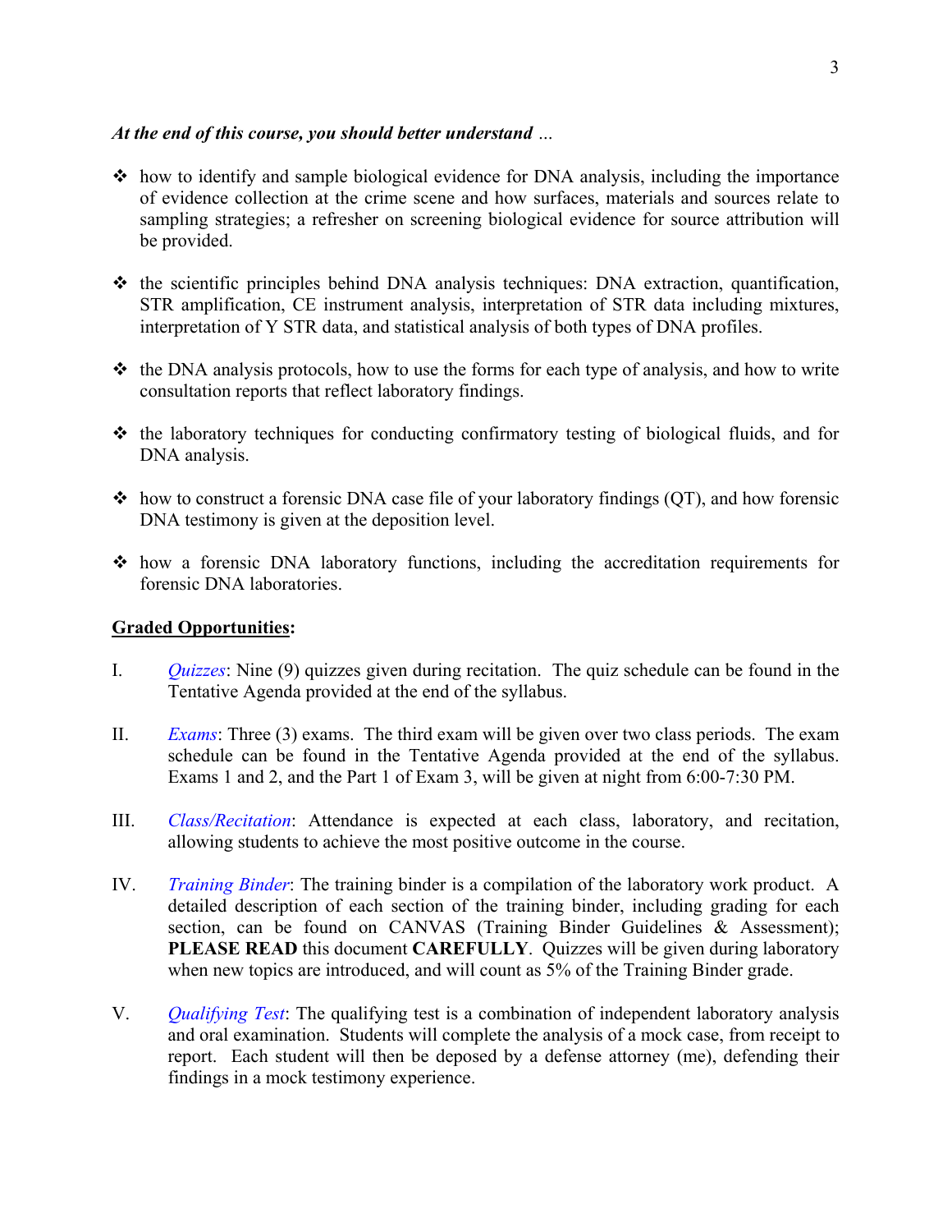***At the end of this course, you should better understand** …*

- how to identify and sample biological evidence for DNA analysis, including the importance of evidence collection at the crime scene and how surfaces, materials and sources relate to sampling strategies; a refresher on screening biological evidence for source attribution will be provided.

- the scientific principles behind DNA analysis techniques: DNA extraction, quantification, STR amplification, CE instrument analysis, interpretation of STR data including mixtures, interpretation of Y STR data, and statistical analysis of both types of DNA profiles.

- the DNA analysis protocols, how to use the forms for each type of analysis, and how to write consultation reports that reflect laboratory findings.

- the laboratory techniques for conducting confirmatory testing of biological fluids, and for DNA analysis.

- how to construct a forensic DNA case file of your laboratory findings (QT), and how forensic DNA testimony is given at the deposition level.

- how a forensic DNA laboratory functions, including the accreditation requirements for forensic DNA laboratories.

**Graded Opportunities:**

I. *Quizzes*: Nine (9) quizzes given during recitation. The quiz schedule can be found in the Tentative Agenda provided at the end of the syllabus.

II. *Exams*: Three (3) exams. The third exam will be given over two class periods. The exam schedule can be found in the Tentative Agenda provided at the end of the syllabus. Exams 1 and 2, and the Part 1 of Exam 3, will be given at night from 6:00-7:30 PM.

III. *Class/Recitation*: Attendance is expected at each class, laboratory, and recitation, allowing students to achieve the most positive outcome in the course.

IV. *Training Binder*: The training binder is a compilation of the laboratory work product. A detailed description of each section of the training binder, including grading for each section, can be found on CANVAS (Training Binder Guidelines & Assessment); **PLEASE READ** this document **CAREFULLY**. Quizzes will be given during laboratory when new topics are introduced, and will count as 5% of the Training Binder grade.

V. *Qualifying Test*: The qualifying test is a combination of independent laboratory analysis and oral examination. Students will complete the analysis of a mock case, from receipt to report. Each student will then be deposed by a defense attorney (me), defending their findings in a mock testimony experience.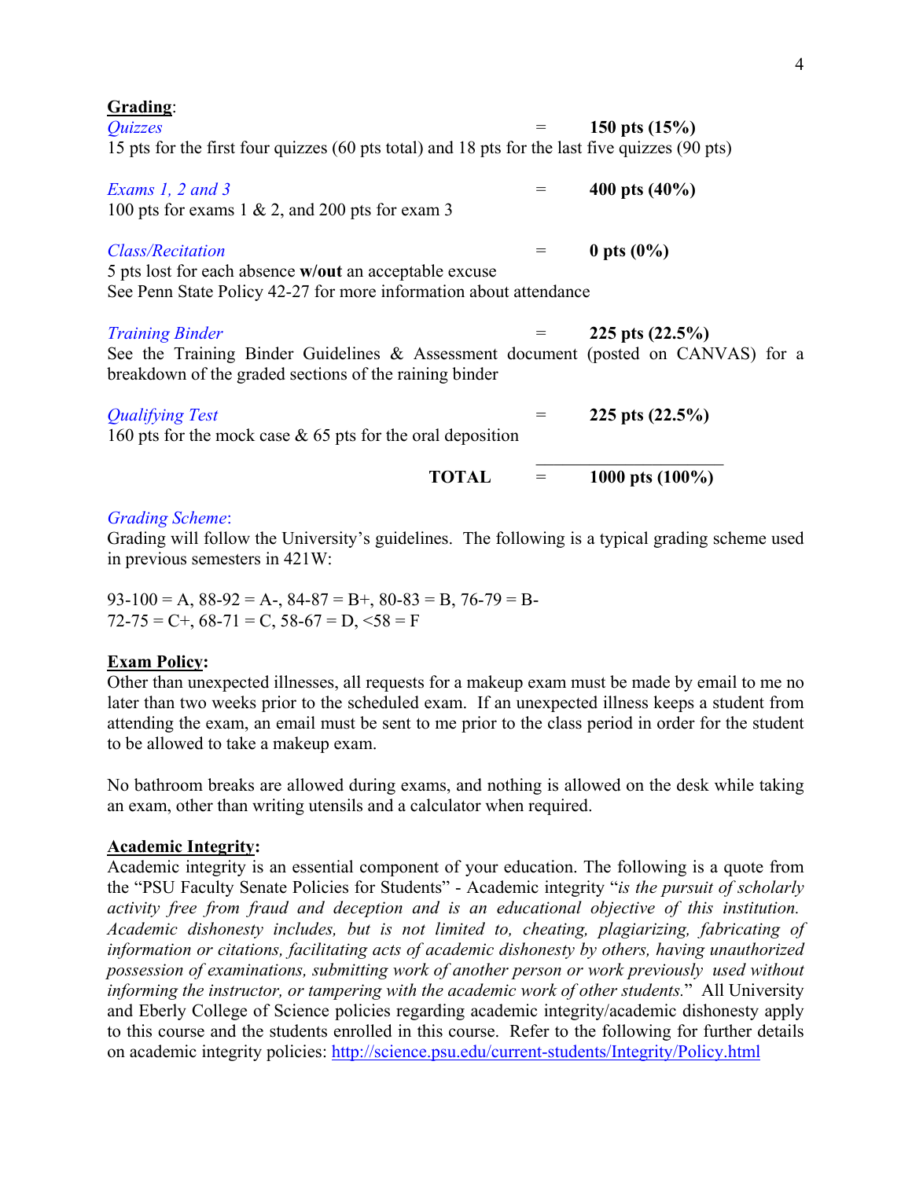**Grading**:

*Quizzes* = **150 pts (15%)**
15 pts for the first four quizzes (60 pts total) and 18 pts for the last five quizzes (90 pts)

*Exams 1, 2 and 3* = **400 pts (40%)**
100 pts for exams 1 & 2, and 200 pts for exam 3

*Class/Recitation* = **0 pts (0%)**
5 pts lost for each absence **w/out** an acceptable excuse
See Penn State Policy 42-27 for more information about attendance

*Training Binder* = **225 pts (22.5%)**
See the Training Binder Guidelines & Assessment document (posted on CANVAS) for a breakdown of the graded sections of the raining binder

*Qualifying Test* = **225 pts (22.5%)**
160 pts for the mock case & 65 pts for the oral deposition

**TOTAL** = **1000 pts (100%)**

*Grading Scheme*:
Grading will follow the University's guidelines. The following is a typical grading scheme used in previous semesters in 421W:

93-100 = A, 88-92 = A-, 84-87 = B+, 80-83 = B, 76-79 = B-
72-75 = C+, 68-71 = C, 58-67 = D, <58 = F

**Exam Policy:**
Other than unexpected illnesses, all requests for a makeup exam must be made by email to me no later than two weeks prior to the scheduled exam. If an unexpected illness keeps a student from attending the exam, an email must be sent to me prior to the class period in order for the student to be allowed to take a makeup exam.

No bathroom breaks are allowed during exams, and nothing is allowed on the desk while taking an exam, other than writing utensils and a calculator when required.

**Academic Integrity:**
Academic integrity is an essential component of your education. The following is a quote from the "PSU Faculty Senate Policies for Students" - Academic integrity "*is the pursuit of scholarly activity free from fraud and deception and is an educational objective of this institution. Academic dishonesty includes, but is not limited to, cheating, plagiarizing, fabricating of information or citations, facilitating acts of academic dishonesty by others, having unauthorized possession of examinations, submitting work of another person or work previously used without informing the instructor, or tampering with the academic work of other students.*" All University and Eberly College of Science policies regarding academic integrity/academic dishonesty apply to this course and the students enrolled in this course. Refer to the following for further details on academic integrity policies: http://science.psu.edu/current-students/Integrity/Policy.html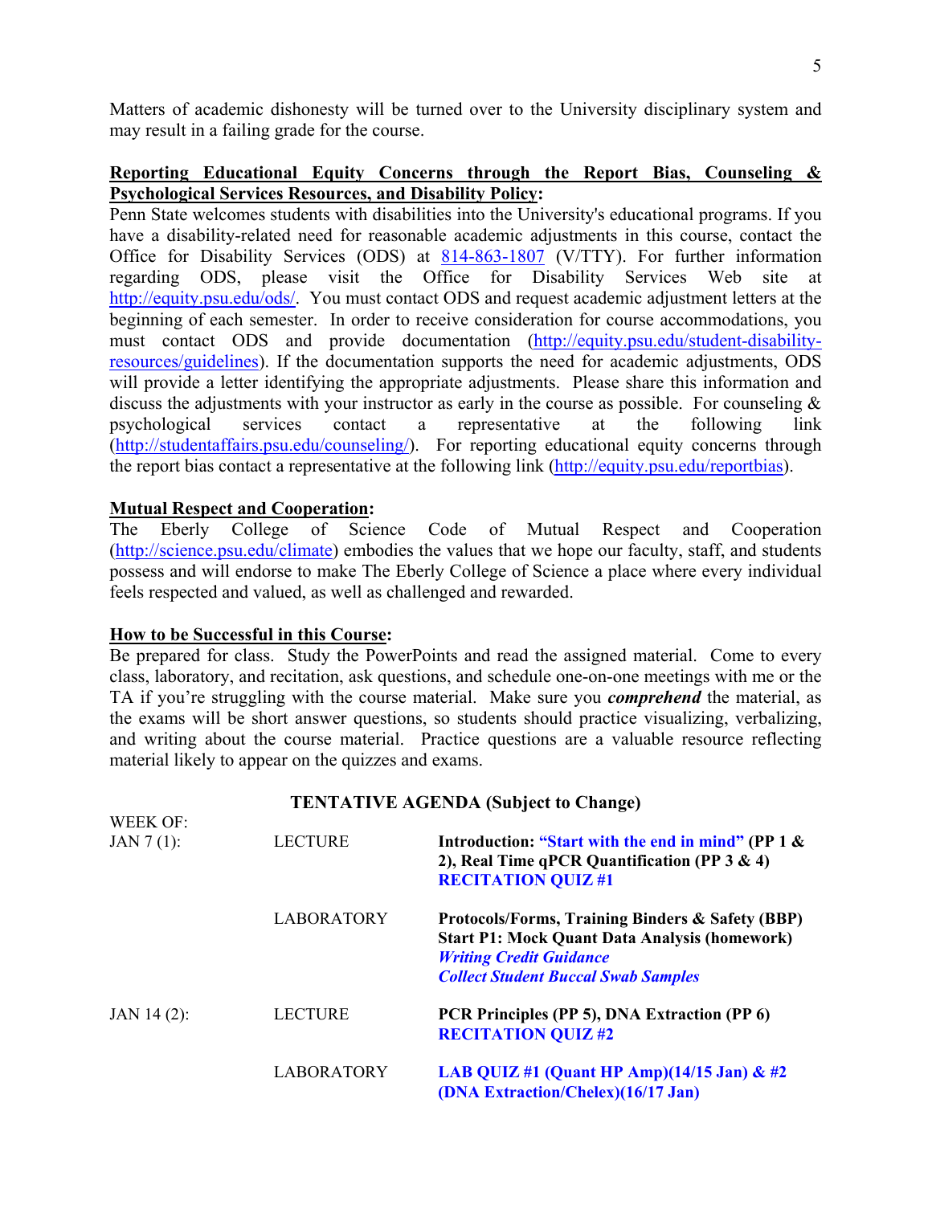Matters of academic dishonesty will be turned over to the University disciplinary system and may result in a failing grade for the course.

**Reporting Educational Equity Concerns through the Report Bias, Counseling & Psychological Services Resources, and Disability Policy:**

Penn State welcomes students with disabilities into the University's educational programs. If you have a disability-related need for reasonable academic adjustments in this course, contact the Office for Disability Services (ODS) at 814-863-1807 (V/TTY). For further information regarding ODS, please visit the Office for Disability Services Web site at http://equity.psu.edu/ods/. You must contact ODS and request academic adjustment letters at the beginning of each semester. In order to receive consideration for course accommodations, you must contact ODS and provide documentation (http://equity.psu.edu/student-disability-resources/guidelines). If the documentation supports the need for academic adjustments, ODS will provide a letter identifying the appropriate adjustments. Please share this information and discuss the adjustments with your instructor as early in the course as possible. For counseling & psychological services contact a representative at the following link (http://studentaffairs.psu.edu/counseling/). For reporting educational equity concerns through the report bias contact a representative at the following link (http://equity.psu.edu/reportbias).

**Mutual Respect and Cooperation:**

The Eberly College of Science Code of Mutual Respect and Cooperation (http://science.psu.edu/climate) embodies the values that we hope our faculty, staff, and students possess and will endorse to make The Eberly College of Science a place where every individual feels respected and valued, as well as challenged and rewarded.

**How to be Successful in this Course:**

Be prepared for class. Study the PowerPoints and read the assigned material. Come to every class, laboratory, and recitation, ask questions, and schedule one-on-one meetings with me or the TA if you're struggling with the course material. Make sure you ***comprehend*** the material, as the exams will be short answer questions, so students should practice visualizing, verbalizing, and writing about the course material. Practice questions are a valuable resource reflecting material likely to appear on the quizzes and exams.

**TENTATIVE AGENDA (Subject to Change)**

| WEEK OF: | | |
|---|---|---|
| JAN 7 (1): | LECTURE | **Introduction: "Start with the end in mind" (PP 1 & 2), Real Time qPCR Quantification (PP 3 & 4)** **RECITATION QUIZ #1** |
| | LABORATORY | **Protocols/Forms, Training Binders & Safety (BBP)** **Start P1: Mock Quant Data Analysis (homework)** ***Writing Credit Guidance*** ***Collect Student Buccal Swab Samples*** |
| JAN 14 (2): | LECTURE | **PCR Principles (PP 5), DNA Extraction (PP 6)** **RECITATION QUIZ #2** |
| | LABORATORY | **LAB QUIZ #1 (Quant HP Amp)(14/15 Jan) & #2 (DNA Extraction/Chelex)(16/17 Jan)** |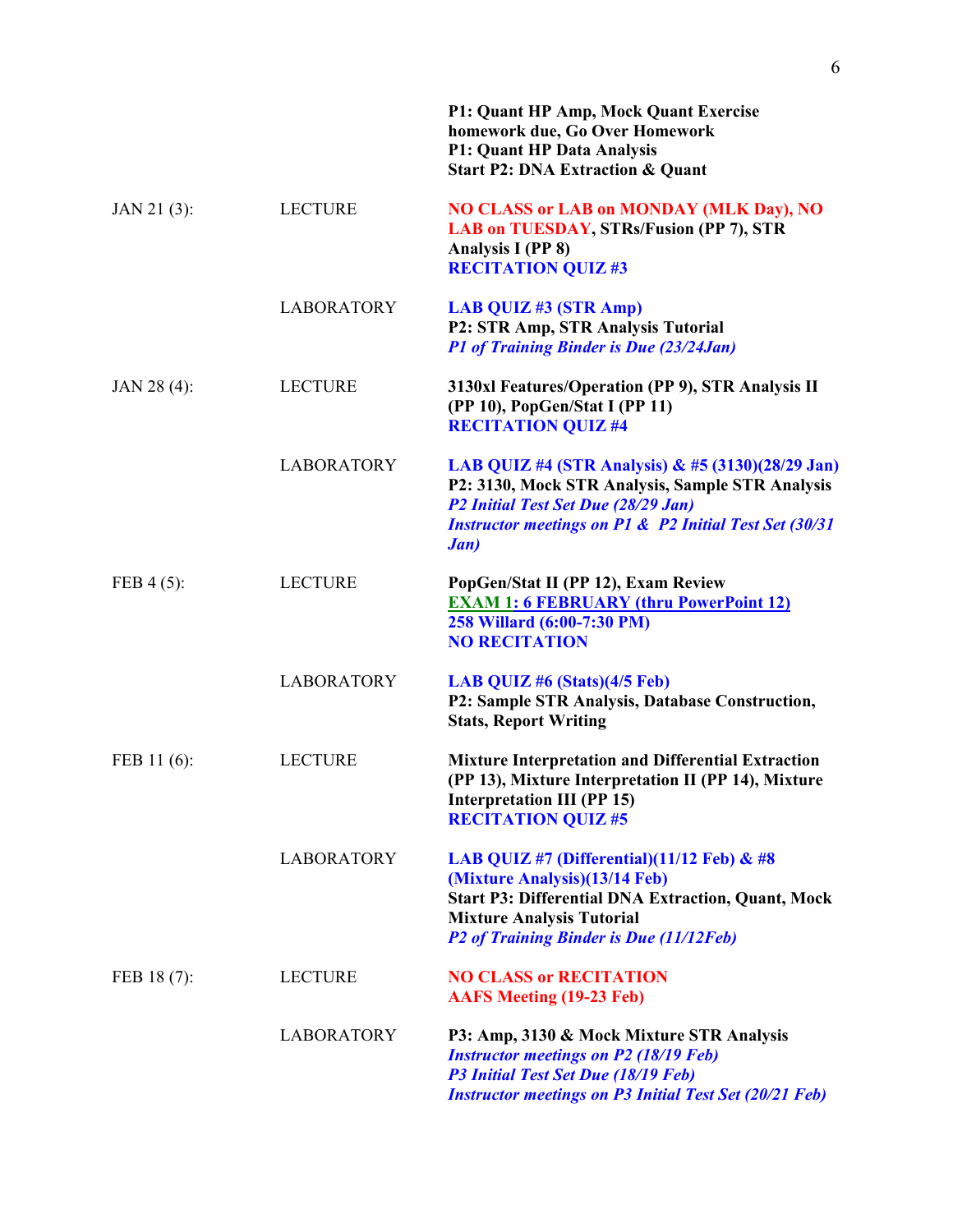| | | |
|---|---|---|
| | | **P1: Quant HP Amp, Mock Quant Exercise homework due, Go Over Homework**<br>**P1: Quant HP Data Analysis**<br>**Start P2: DNA Extraction & Quant** |
| JAN 21 (3): | LECTURE | **NO CLASS or LAB on MONDAY (MLK Day), NO LAB on TUESDAY, STRs/Fusion (PP 7), STR Analysis I (PP 8)**<br>**RECITATION QUIZ #3** |
| | LABORATORY | **LAB QUIZ #3 (STR Amp)**<br>**P2: STR Amp, STR Analysis Tutorial**<br>***P1 of Training Binder is Due (23/24Jan)*** |
| JAN 28 (4): | LECTURE | **3130xl Features/Operation (PP 9), STR Analysis II (PP 10), PopGen/Stat I (PP 11)**<br>**RECITATION QUIZ #4** |
| | LABORATORY | **LAB QUIZ #4 (STR Analysis) & #5 (3130)(28/29 Jan)**<br>**P2: 3130, Mock STR Analysis, Sample STR Analysis**<br>***P2 Initial Test Set Due (28/29 Jan)***<br>***Instructor meetings on P1 & P2 Initial Test Set (30/31 Jan)*** |
| FEB 4 (5): | LECTURE | **PopGen/Stat II (PP 12), Exam Review**<br>**EXAM 1: 6 FEBRUARY (thru PowerPoint 12)**<br>**258 Willard (6:00-7:30 PM)**<br>**NO RECITATION** |
| | LABORATORY | **LAB QUIZ #6 (Stats)(4/5 Feb)**<br>**P2: Sample STR Analysis, Database Construction, Stats, Report Writing** |
| FEB 11 (6): | LECTURE | **Mixture Interpretation and Differential Extraction (PP 13), Mixture Interpretation II (PP 14), Mixture Interpretation III (PP 15)**<br>**RECITATION QUIZ #5** |
| | LABORATORY | **LAB QUIZ #7 (Differential)(11/12 Feb) & #8 (Mixture Analysis)(13/14 Feb)**<br>**Start P3: Differential DNA Extraction, Quant, Mock Mixture Analysis Tutorial**<br>***P2 of Training Binder is Due (11/12Feb)*** |
| FEB 18 (7): | LECTURE | **NO CLASS or RECITATION**<br>**AAFS Meeting (19-23 Feb)** |
| | LABORATORY | **P3: Amp, 3130 & Mock Mixture STR Analysis**<br>***Instructor meetings on P2 (18/19 Feb)***<br>***P3 Initial Test Set Due (18/19 Feb)***<br>***Instructor meetings on P3 Initial Test Set (20/21 Feb)*** |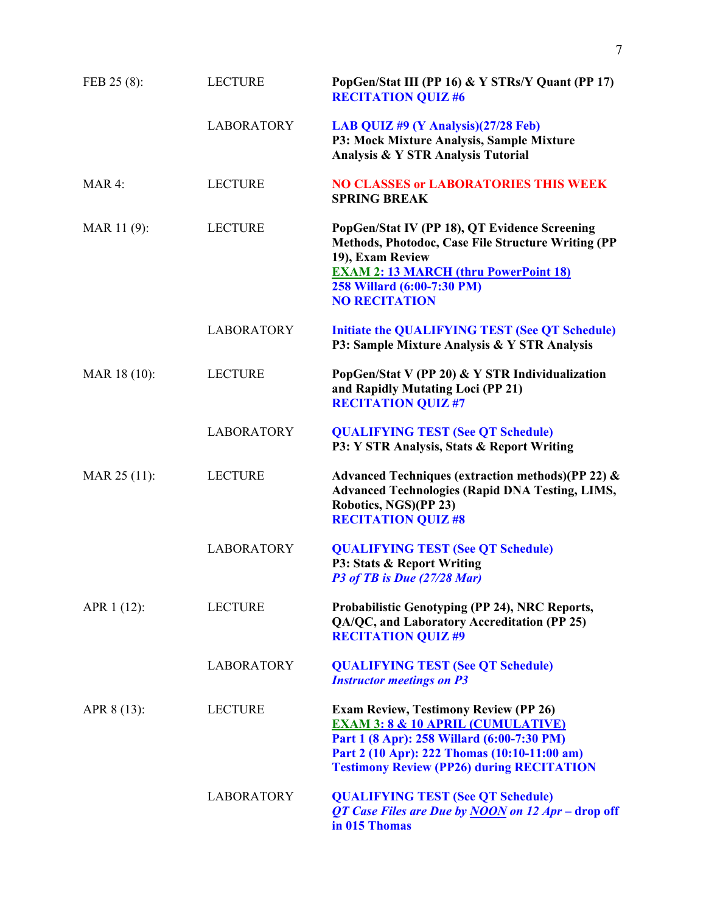| | | |
|---|---|---|
| FEB 25 (8): | LECTURE | **PopGen/Stat III (PP 16) & Y STRs/Y Quant (PP 17)**<br>**RECITATION QUIZ #6** |
| | LABORATORY | **LAB QUIZ #9 (Y Analysis)(27/28 Feb)**<br>**P3: Mock Mixture Analysis, Sample Mixture Analysis & Y STR Analysis Tutorial** |
| MAR 4: | LECTURE | **NO CLASSES or LABORATORIES THIS WEEK**<br>**SPRING BREAK** |
| MAR 11 (9): | LECTURE | **PopGen/Stat IV (PP 18), QT Evidence Screening Methods, Photodoc, Case File Structure Writing (PP 19), Exam Review**<br>**<u>EXAM 2: 13 MARCH (thru PowerPoint 18)</u>**<br>**258 Willard (6:00-7:30 PM)**<br>**NO RECITATION** |
| | LABORATORY | **Initiate the QUALIFYING TEST (See QT Schedule)**<br>**P3: Sample Mixture Analysis & Y STR Analysis** |
| MAR 18 (10): | LECTURE | **PopGen/Stat V (PP 20) & Y STR Individualization and Rapidly Mutating Loci (PP 21)**<br>**RECITATION QUIZ #7** |
| | LABORATORY | **QUALIFYING TEST (See QT Schedule)**<br>**P3: Y STR Analysis, Stats & Report Writing** |
| MAR 25 (11): | LECTURE | **Advanced Techniques (extraction methods)(PP 22) & Advanced Technologies (Rapid DNA Testing, LIMS, Robotics, NGS)(PP 23)**<br>**RECITATION QUIZ #8** |
| | LABORATORY | **QUALIFYING TEST (See QT Schedule)**<br>**P3: Stats & Report Writing**<br>***P3 of TB is Due (27/28 Mar)*** |
| APR 1 (12): | LECTURE | **Probabilistic Genotyping (PP 24), NRC Reports, QA/QC, and Laboratory Accreditation (PP 25)**<br>**RECITATION QUIZ #9** |
| | LABORATORY | **QUALIFYING TEST (See QT Schedule)**<br>***Instructor meetings on P3*** |
| APR 8 (13): | LECTURE | **Exam Review, Testimony Review (PP 26)**<br>**<u>EXAM 3: 8 & 10 APRIL (CUMULATIVE)</u>**<br>**Part 1 (8 Apr): 258 Willard (6:00-7:30 PM)**<br>**Part 2 (10 Apr): 222 Thomas (10:10-11:00 am)**<br>**Testimony Review (PP26) during RECITATION** |
| | LABORATORY | **QUALIFYING TEST (See QT Schedule)**<br>***QT Case Files are Due by <u>NOON</u> on 12 Apr* – drop off in 015 Thomas** |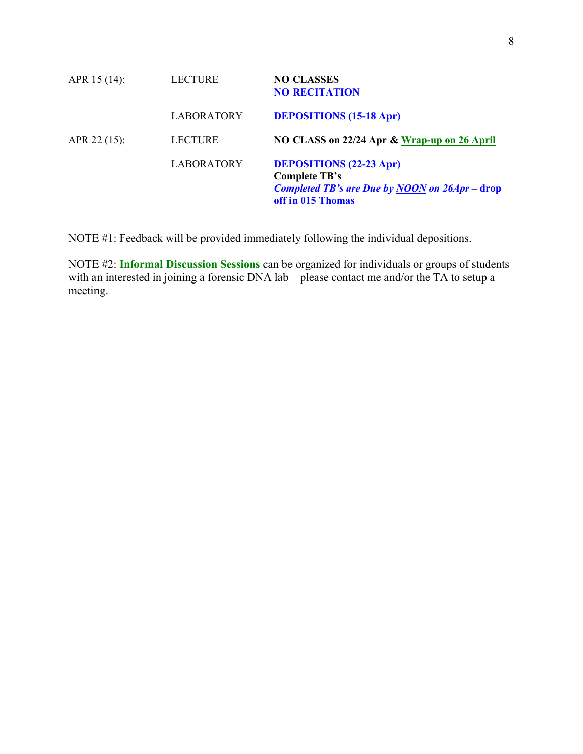| | | |
|---|---|---|
| APR 15 (14): | LECTURE | **NO CLASSES**<br>**NO RECITATION** |
| | LABORATORY | **DEPOSITIONS (15-18 Apr)** |
| APR 22 (15): | LECTURE | **NO CLASS on 22/24 Apr & Wrap-up on 26 April** |
| | LABORATORY | **DEPOSITIONS (22-23 Apr)**<br>**Complete TB's**<br>***Completed TB's are Due by NOON on 26Apr* – drop off in 015 Thomas** |

NOTE #1: Feedback will be provided immediately following the individual depositions.

NOTE #2: **Informal Discussion Sessions** can be organized for individuals or groups of students with an interested in joining a forensic DNA lab – please contact me and/or the TA to setup a meeting.